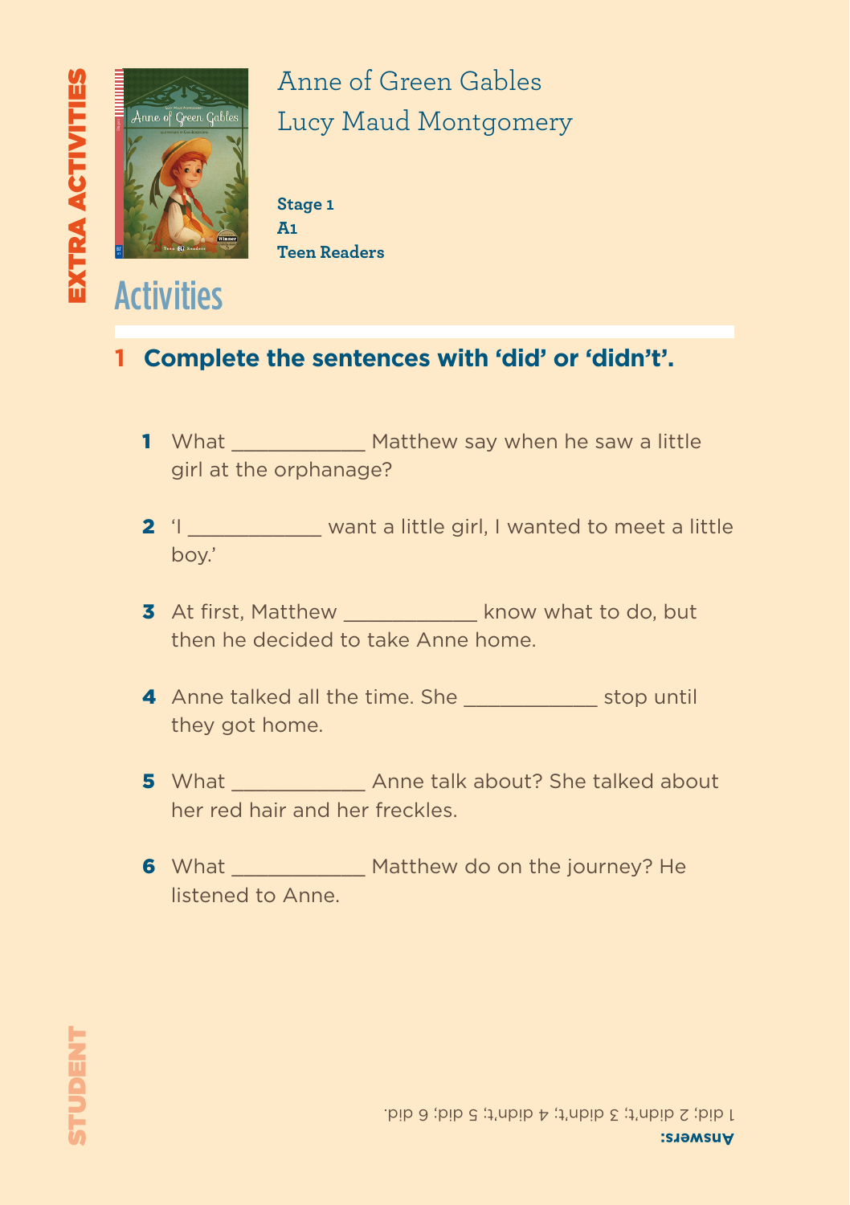EXTRA ACTIVITIES

# Anne of Green Gables
Lucy Maud Montgomery

**Stage 1**
**A1**
**Teen Readers**

## Activities

### 1 Complete the sentences with 'did' or 'didn't'.

**1** What ___________ Matthew say when he saw a little girl at the orphanage?

**2** 'I ___________ want a little girl, I wanted to meet a little boy.'

**3** At first, Matthew ___________ know what to do, but then he decided to take Anne home.

**4** Anne talked all the time. She ___________ stop until they got home.

**5** What ___________ Anne talk about? She talked about her red hair and her freckles.

**6** What ___________ Matthew do on the journey? He listened to Anne.

STUDENT

**Answers:**
1 did; 2 didn't; 3 didn't; 4 didn't; 5 did; 6 did.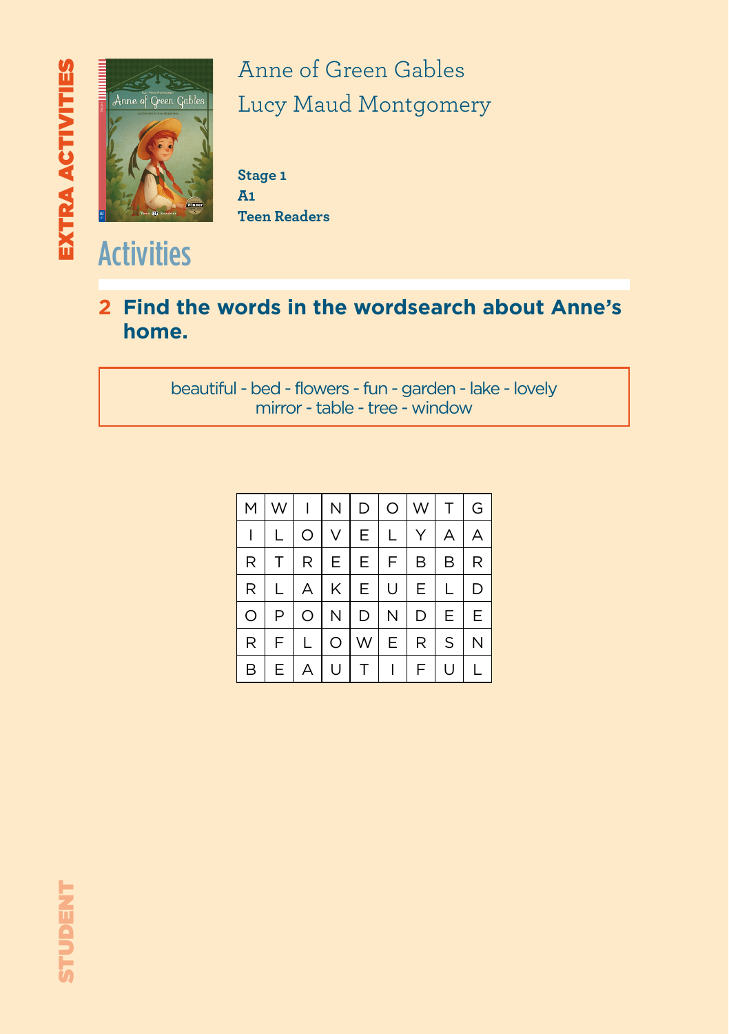EXTRA ACTIVITIES

# Anne of Green Gables

## Lucy Maud Montgomery

**Stage 1**
**A1**
**Teen Readers**

# Activities

**2 Find the words in the wordsearch about Anne's home.**

beautiful - bed - flowers - fun - garden - lake - lovely
mirror - table - tree - window

| | | | | | | | | |
|---|---|---|---|---|---|---|---|---|
| M | W | I | N | D | O | W | T | G |
| I | L | O | V | E | L | Y | A | A |
| R | T | R | E | E | F | B | B | R |
| R | L | A | K | E | U | E | L | D |
| O | P | O | N | D | N | D | E | E |
| R | F | L | O | W | E | R | S | N |
| B | E | A | U | T | I | F | U | L |

STUDENT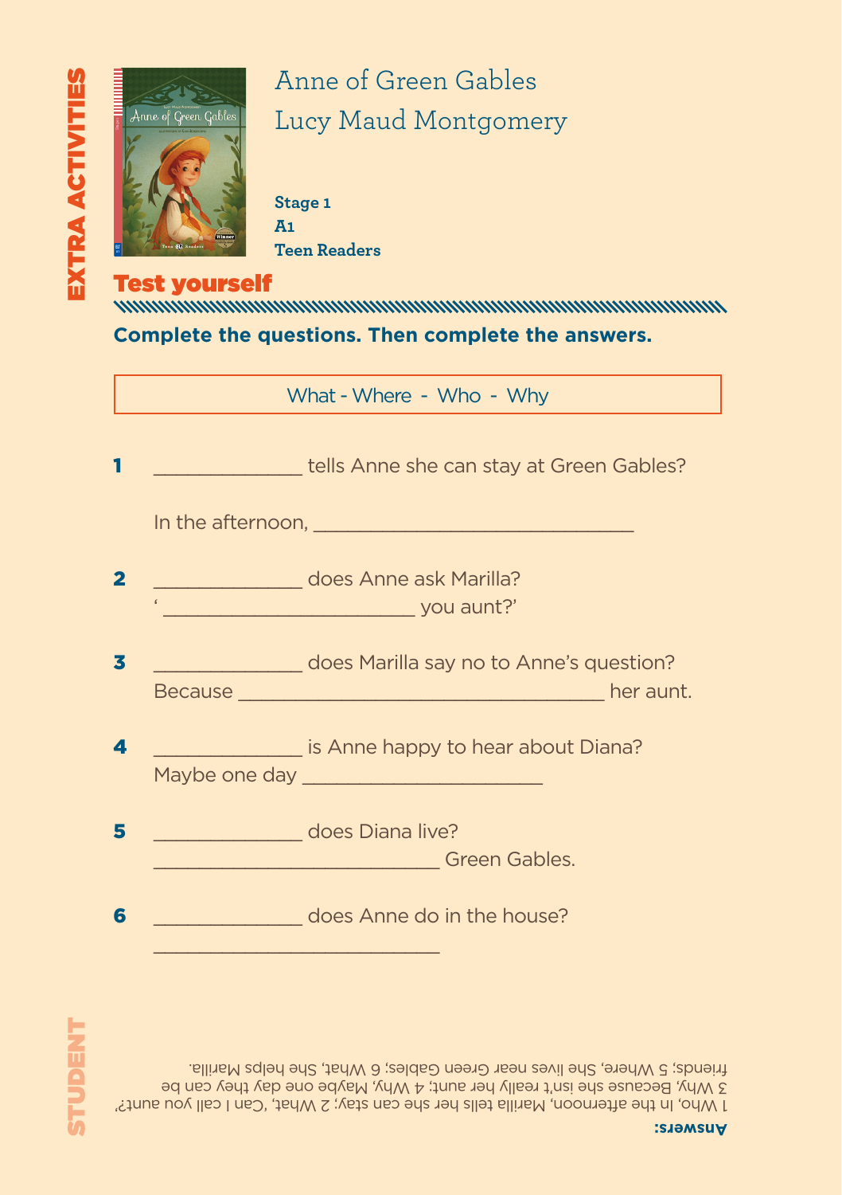EXTRA ACTIVITIES

# Anne of Green Gables
# Lucy Maud Montgomery

**Stage 1**
**A1**
**Teen Readers**

## Test yourself

**Complete the questions. Then complete the answers.**

| What - Where - Who - Why |
|---|

**1** ______________ tells Anne she can stay at Green Gables?

In the afternoon, ______________________________

**2** ______________ does Anne ask Marilla?
' ________________________ you aunt?'

**3** ______________ does Marilla say no to Anne's question?
Because __________________________________ her aunt.

**4** ______________ is Anne happy to hear about Diana?
Maybe one day ______________________

**5** ______________ does Diana live?
___________________________ Green Gables.

**6** ______________ does Anne do in the house?
___________________________

STUDENT

**Answers:**
1 Who, In the afternoon, Marilla tells her she can stay; 2 What, 'Can I call you aunt?' 3 Why, Because she isn't really her aunt; 4 Why, Maybe one day they can be friends; 5 Where, She lives near Green Gables; 6 What, She helps Marilla.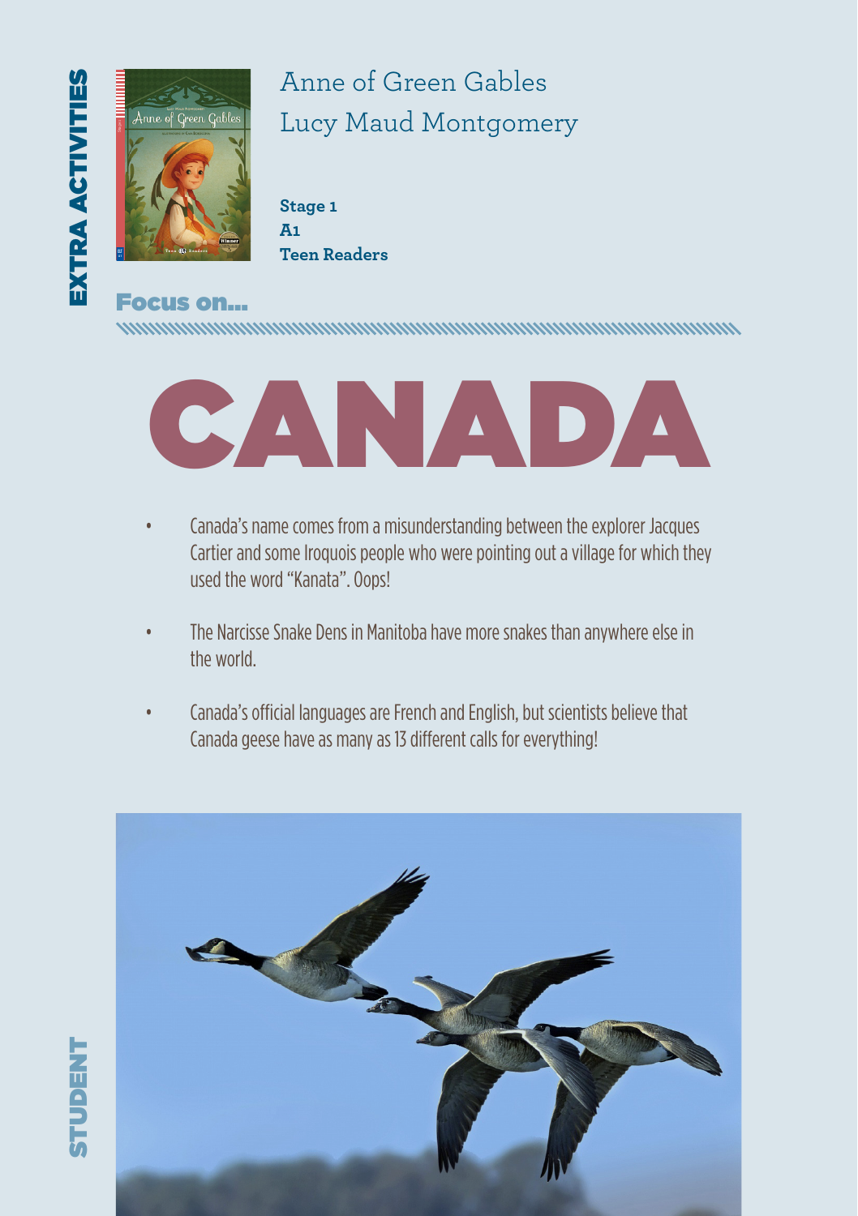EXTRA ACTIVITIES

# Anne of Green Gables
## Lucy Maud Montgomery

**Stage 1**
**A1**
**Teen Readers**

### Focus on...

# CANADA

- Canada's name comes from a misunderstanding between the explorer Jacques Cartier and some Iroquois people who were pointing out a village for which they used the word "Kanata". Oops!
- The Narcisse Snake Dens in Manitoba have more snakes than anywhere else in the world.
- Canada's official languages are French and English, but scientists believe that Canada geese have as many as 13 different calls for everything!

STUDENT